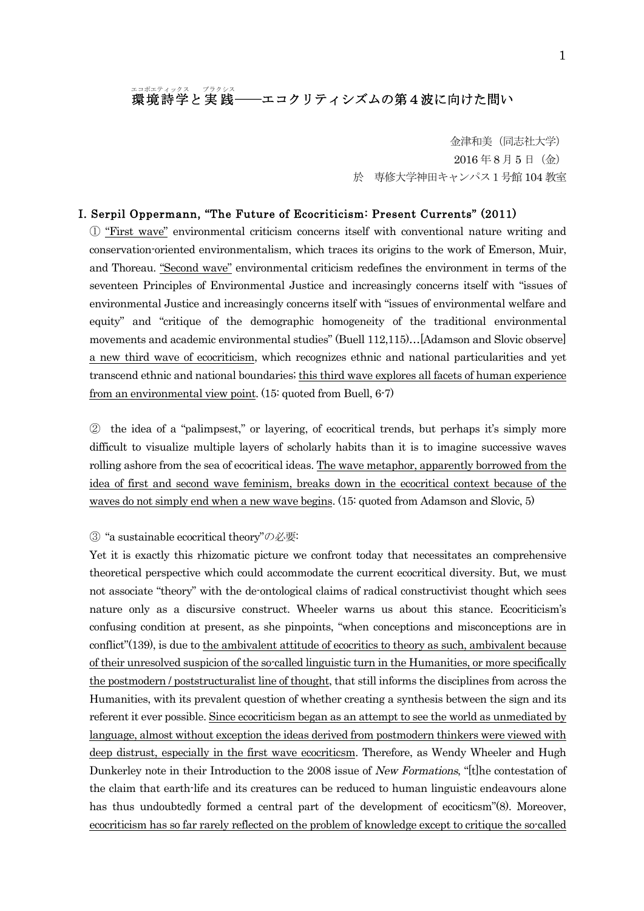# 環境詩学（エコポエティックス）と実践（プラクシス）——エコクリティシズムの第４波に向けた問い

金津和美（同志社大学）
2016 年 8 月 5 日（金）
於　専修大学神田キャンパス 1 号館 104 教室

## I. Serpil Oppermann, "The Future of Ecocriticism: Present Currents" (2011)

① <u>"First wave"</u> environmental criticism concerns itself with conventional nature writing and conservation-oriented environmentalism, which traces its origins to the work of Emerson, Muir, and Thoreau. <u>"Second wave"</u> environmental criticism redefines the environment in terms of the seventeen Principles of Environmental Justice and increasingly concerns itself with "issues of environmental Justice and increasingly concerns itself with "issues of environmental welfare and equity" and "critique of the demographic homogeneity of the traditional environmental movements and academic environmental studies" (Buell 112,115)…[Adamson and Slovic observe] <u>a new third wave of ecocriticism</u>, which recognizes ethnic and national particularities and yet transcend ethnic and national boundaries; <u>this third wave explores all facets of human experience from an environmental view point</u>. (15: quoted from Buell, 6-7)

② the idea of a "palimpsest," or layering, of ecocritical trends, but perhaps it's simply more difficult to visualize multiple layers of scholarly habits than it is to imagine successive waves rolling ashore from the sea of ecocritical ideas. <u>The wave metaphor, apparently borrowed from the idea of first and second wave feminism, breaks down in the ecocritical context because of the waves do not simply end when a new wave begins</u>. (15: quoted from Adamson and Slovic, 5)

③ "a sustainable ecocritical theory"の必要:

Yet it is exactly this rhizomatic picture we confront today that necessitates an comprehensive theoretical perspective which could accommodate the current ecocritical diversity. But, we must not associate "theory" with the de-ontological claims of radical constructivist thought which sees nature only as a discursive construct. Wheeler warns us about this stance. Ecocriticism's confusing condition at present, as she pinpoints, "when conceptions and misconceptions are in conflict"(139), is due to <u>the ambivalent attitude of ecocritics to theory as such, ambivalent because of their unresolved suspicion of the so-called linguistic turn in the Humanities, or more specifically the postmodern / poststructuralist line of thought</u>, that still informs the disciplines from across the Humanities, with its prevalent question of whether creating a synthesis between the sign and its referent it ever possible. <u>Since ecocriticism began as an attempt to see the world as unmediated by language, almost without exception the ideas derived from postmodern thinkers were viewed with deep distrust, especially in the first wave ecocriticsm</u>. Therefore, as Wendy Wheeler and Hugh Dunkerley note in their Introduction to the 2008 issue of *New Formations*, "[t]he contestation of the claim that earth-life and its creatures can be reduced to human linguistic endeavours alone has thus undoubtedly formed a central part of the development of ecociticsm"(8). Moreover, <u>ecocriticism has so far rarely reflected on the problem of knowledge except to critique the so-called</u>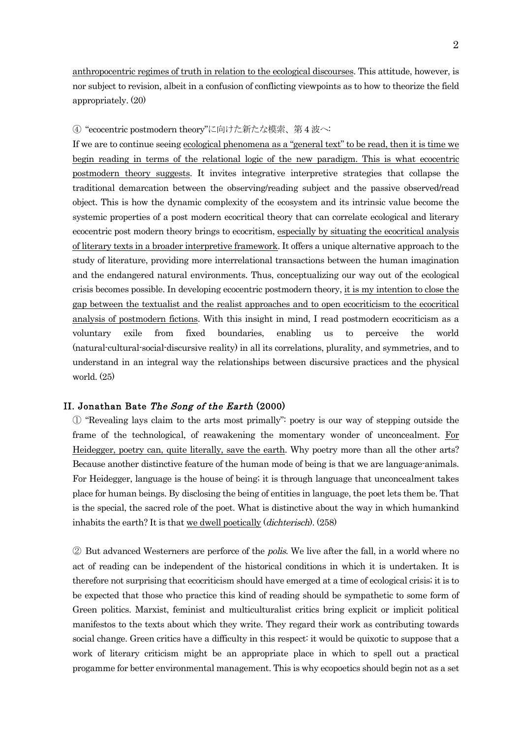anthropocentric regimes of truth in relation to the ecological discourses. This attitude, however, is nor subject to revision, albeit in a confusion of conflicting viewpoints as to how to theorize the field appropriately. (20)

④ "ecocentric postmodern theory"に向けた新たな模索、第4波へ:

If we are to continue seeing ecological phenomena as a "general text" to be read, then it is time we begin reading in terms of the relational logic of the new paradigm. This is what ecocentric postmodern theory suggests. It invites integrative interpretive strategies that collapse the traditional demarcation between the observing/reading subject and the passive observed/read object. This is how the dynamic complexity of the ecosystem and its intrinsic value become the systemic properties of a post modern ecocritical theory that can correlate ecological and literary ecocentric post modern theory brings to ecocritism, especially by situating the ecocritical analysis of literary texts in a broader interpretive framework. It offers a unique alternative approach to the study of literature, providing more interrelational transactions between the human imagination and the endangered natural environments. Thus, conceptualizing our way out of the ecological crisis becomes possible. In developing ecocentric postmodern theory, it is my intention to close the gap between the textualist and the realist approaches and to open ecocriticism to the ecocritical analysis of postmodern fictions. With this insight in mind, I read postmodern ecocriticism as a voluntary exile from fixed boundaries, enabling us to perceive the world (natural-cultural-social-discursive reality) in all its correlations, plurality, and symmetries, and to understand in an integral way the relationships between discursive practices and the physical world. (25)

## II. Jonathan Bate *The Song of the Earth* (2000)

① "Revealing lays claim to the arts most primally": poetry is our way of stepping outside the frame of the technological, of reawakening the momentary wonder of unconcealment. For Heidegger, poetry can, quite literally, save the earth. Why poetry more than all the other arts? Because another distinctive feature of the human mode of being is that we are language-animals. For Heidegger, language is the house of being; it is through language that unconcealment takes place for human beings. By disclosing the being of entities in language, the poet lets them be. That is the special, the sacred role of the poet. What is distinctive about the way in which humankind inhabits the earth? It is that we dwell poetically (*dichterisch*). (258)

② But advanced Westerners are perforce of the *polis*. We live after the fall, in a world where no act of reading can be independent of the historical conditions in which it is undertaken. It is therefore not surprising that ecocriticism should have emerged at a time of ecological crisis; it is to be expected that those who practice this kind of reading should be sympathetic to some form of Green politics. Marxist, feminist and multiculturalist critics bring explicit or implicit political manifestos to the texts about which they write. They regard their work as contributing towards social change. Green critics have a difficulty in this respect: it would be quixotic to suppose that a work of literary criticism might be an appropriate place in which to spell out a practical progamme for better environmental management. This is why ecopoetics should begin not as a set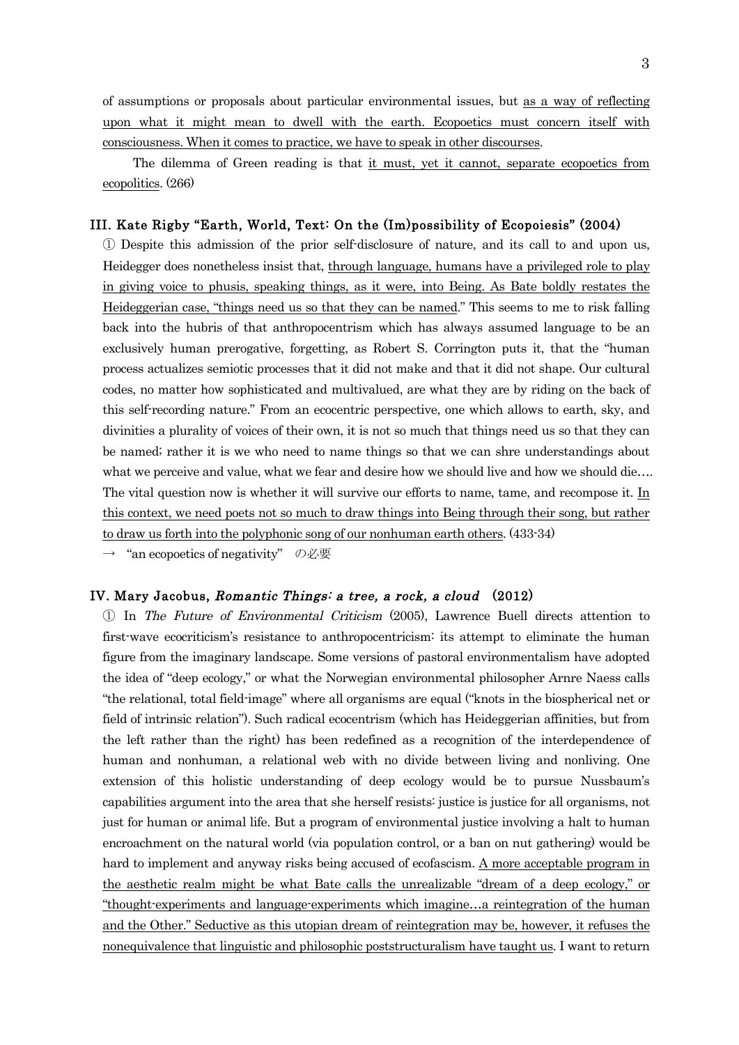of assumptions or proposals about particular environmental issues, but <u>as a way of reflecting upon what it might mean to dwell with the earth. Ecopoetics must concern itself with consciousness. When it comes to practice, we have to speak in other discourses</u>.

The dilemma of Green reading is that <u>it must, yet it cannot, separate ecopoetics from ecopolitics</u>. (266)

### III. Kate Rigby "Earth, World, Text: On the (Im)possibility of Ecopoiesis" (2004)

① Despite this admission of the prior self-disclosure of nature, and its call to and upon us, Heidegger does nonetheless insist that, <u>through language, humans have a privileged role to play in giving voice to phusis, speaking things, as it were, into Being. As Bate boldly restates the Heideggerian case, "things need us so that they can be named</u>." This seems to me to risk falling back into the hubris of that anthropocentrism which has always assumed language to be an exclusively human prerogative, forgetting, as Robert S. Corrington puts it, that the "human process actualizes semiotic processes that it did not make and that it did not shape. Our cultural codes, no matter how sophisticated and multivalued, are what they are by riding on the back of this self-recording nature." From an ecocentric perspective, one which allows to earth, sky, and divinities a plurality of voices of their own, it is not so much that things need us so that they can be named; rather it is we who need to name things so that we can shre understandings about what we perceive and value, what we fear and desire how we should live and how we should die…. The vital question now is whether it will survive our efforts to name, tame, and recompose it. <u>In this context, we need poets not so much to draw things into Being through their song, but rather to draw us forth into the polyphonic song of our nonhuman earth others</u>. (433-34)

→ "an ecopoetics of negativity" の必要

### IV. Mary Jacobus, *Romantic Things: a tree, a rock, a cloud* (2012)

① In *The Future of Environmental Criticism* (2005), Lawrence Buell directs attention to first-wave ecocriticism's resistance to anthropocentricism: its attempt to eliminate the human figure from the imaginary landscape. Some versions of pastoral environmentalism have adopted the idea of "deep ecology," or what the Norwegian environmental philosopher Arnre Naess calls "the relational, total field-image" where all organisms are equal ("knots in the biospherical net or field of intrinsic relation"). Such radical ecocentrism (which has Heideggerian affinities, but from the left rather than the right) has been redefined as a recognition of the interdependence of human and nonhuman, a relational web with no divide between living and nonliving. One extension of this holistic understanding of deep ecology would be to pursue Nussbaum's capabilities argument into the area that she herself resists: justice is justice for all organisms, not just for human or animal life. But a program of environmental justice involving a halt to human encroachment on the natural world (via population control, or a ban on nut gathering) would be hard to implement and anyway risks being accused of ecofascism. <u>A more acceptable program in the aesthetic realm might be what Bate calls the unrealizable "dream of a deep ecology," or "thought-experiments and language-experiments which imagine…a reintegration of the human and the Other." Seductive as this utopian dream of reintegration may be, however, it refuses the nonequivalence that linguistic and philosophic poststructuralism have taught us</u>. I want to return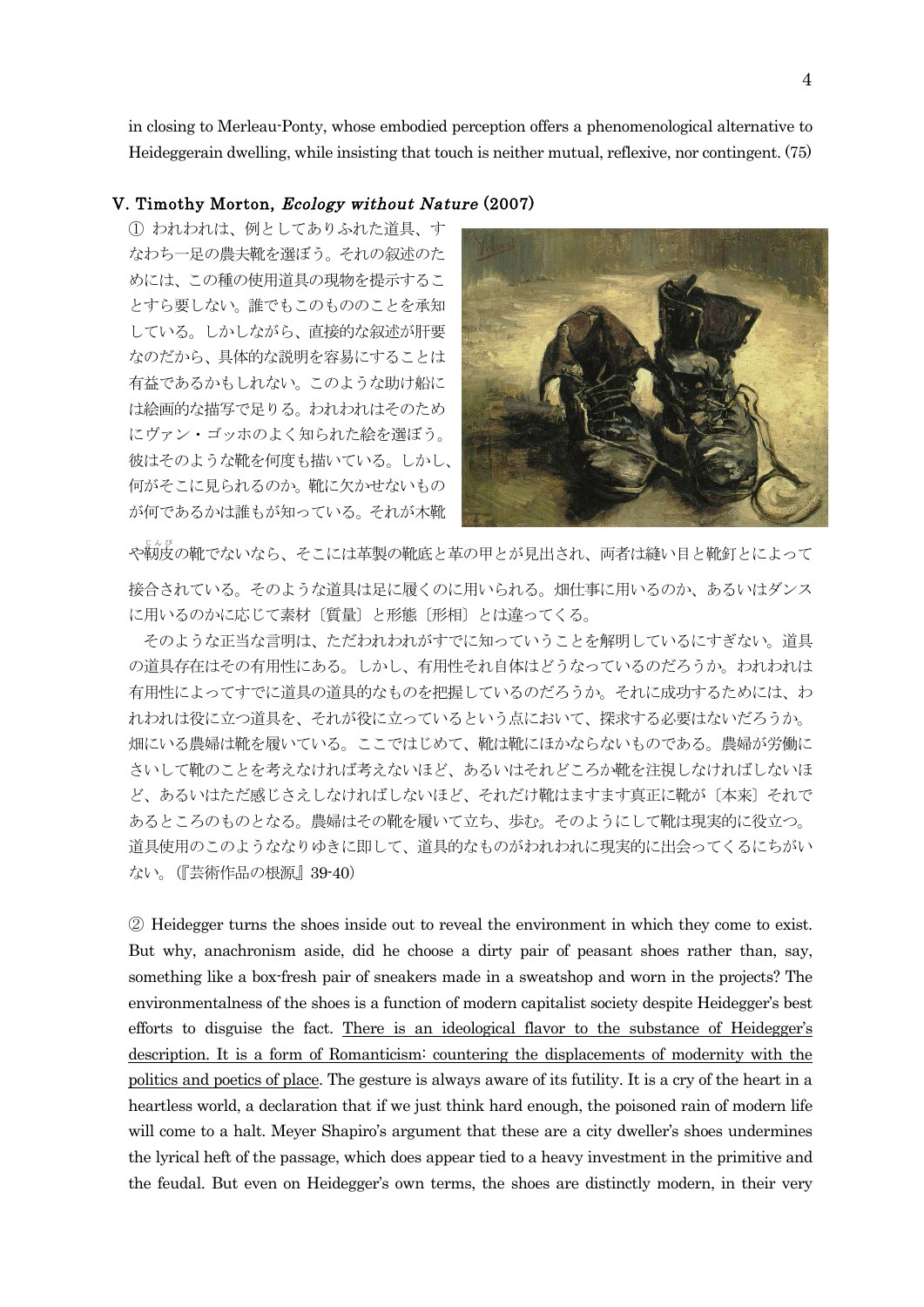in closing to Merleau-Ponty, whose embodied perception offers a phenomenological alternative to Heideggerain dwelling, while insisting that touch is neither mutual, reflexive, nor contingent. (75)

## V. Timothy Morton, *Ecology without Nature* (2007)

① われわれは、例としてありふれた道具、すなわち一足の農夫靴を選ぼう。それの叙述のためには、この種の使用道具の現物を提示することすら要しない。誰でもこのもののことを承知している。しかしながら、直接的な叙述が肝要なのだから、具体的な説明を容易にすることは有益であるかもしれない。このような助け船には絵画的な描写で足りる。われわれはそのためにヴァン・ゴッホのよく知られた絵を選ぼう。彼はそのような靴を何度も描いている。しかし、何がそこに見られるのか。靴に欠かせないものが何であるかは誰もが知っている。それが木靴や靭皮(じんぴ)の靴でないなら、そこには革製の靴底と革の甲とが見出され、両者は縫い目と靴釘とによって接合されている。そのような道具は足に履くのに用いられる。畑仕事に用いるのか、あるいはダンスに用いるのかに応じて素材〔質量〕と形態〔形相〕とは違ってくる。

そのような正当な言明は、ただわれわれがすでに知っていうことを解明しているにすぎない。道具の道具存在はその有用性にある。しかし、有用性それ自体はどうなっているのだろうか。われわれは有用性によってすでに道具の道具的なものを把握しているのだろうか。それに成功するためには、われわれは役に立つ道具を、それが役に立っているという点において、探求する必要はないだろうか。畑にいる農婦は靴を履いている。ここではじめて、靴は靴にほかならないものである。農婦が労働にさいして靴のことを考えなければ考えないほど、あるいはそれどころか靴を注視しなければしないほど、あるいはただ感じさえしなければしないほど、それだけ靴はますます真正に靴が〔本来〕それであるところのものとなる。農婦はその靴を履いて立ち、歩む。そのようにして靴は現実的に役立つ。道具使用のこのようななりゆきに即して、道具的なものがわれわれに現実的に出会ってくるにちがいない。(『芸術作品の根源』39-40)

② Heidegger turns the shoes inside out to reveal the environment in which they come to exist. But why, anachronism aside, did he choose a dirty pair of peasant shoes rather than, say, something like a box-fresh pair of sneakers made in a sweatshop and worn in the projects? The environmentalness of the shoes is a function of modern capitalist society despite Heidegger's best efforts to disguise the fact. <u>There is an ideological flavor to the substance of Heidegger's description. It is a form of Romanticism: countering the displacements of modernity with the politics and poetics of place</u>. The gesture is always aware of its futility. It is a cry of the heart in a heartless world, a declaration that if we just think hard enough, the poisoned rain of modern life will come to a halt. Meyer Shapiro's argument that these are a city dweller's shoes undermines the lyrical heft of the passage, which does appear tied to a heavy investment in the primitive and the feudal. But even on Heidegger's own terms, the shoes are distinctly modern, in their very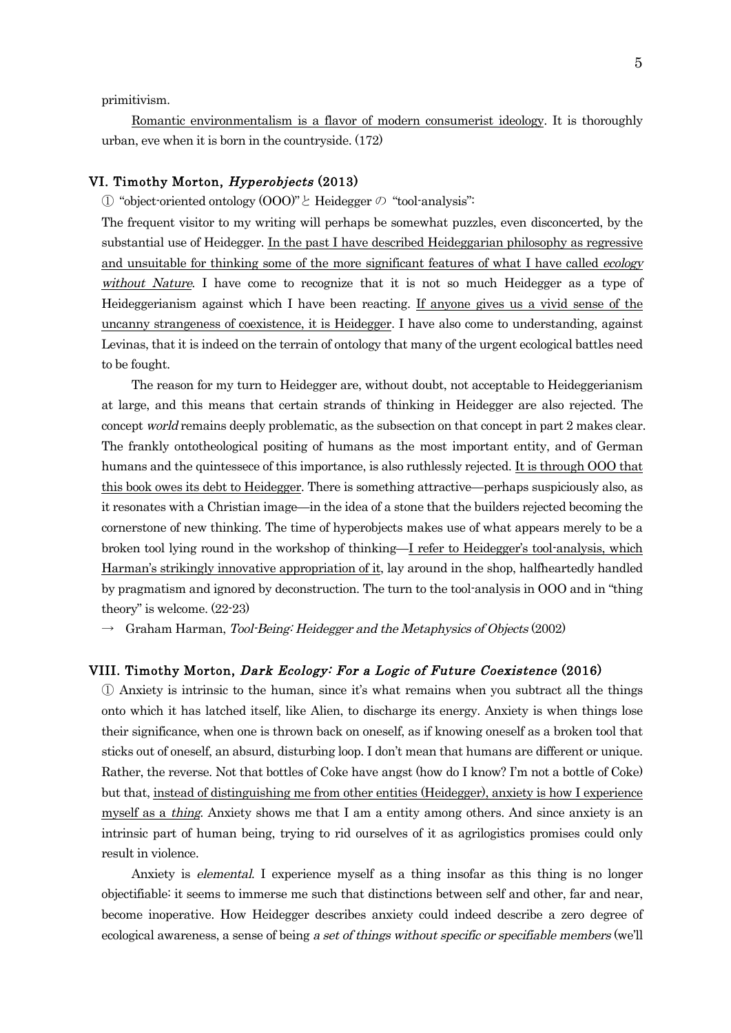primitivism.

<u>Romantic environmentalism is a flavor of modern consumerist ideology</u>. It is thoroughly urban, eve when it is born in the countryside. (172)

### VI. Timothy Morton, *Hyperobjects* (2013)

① "object-oriented ontology (OOO)" と Heidegger の "tool-analysis":

The frequent visitor to my writing will perhaps be somewhat puzzles, even disconcerted, by the substantial use of Heidegger. <u>In the past I have described Heideggarian philosophy as regressive and unsuitable for thinking some of the more significant features of what I have called *ecology without Nature*</u>. I have come to recognize that it is not so much Heidegger as a type of Heideggerianism against which I have been reacting. <u>If anyone gives us a vivid sense of the uncanny strangeness of coexistence, it is Heidegger</u>. I have also come to understanding, against Levinas, that it is indeed on the terrain of ontology that many of the urgent ecological battles need to be fought.

The reason for my turn to Heidegger are, without doubt, not acceptable to Heideggerianism at large, and this means that certain strands of thinking in Heidegger are also rejected. The concept *world* remains deeply problematic, as the subsection on that concept in part 2 makes clear. The frankly ontotheological positing of humans as the most important entity, and of German humans and the quintessece of this importance, is also ruthlessly rejected. <u>It is through OOO that this book owes its debt to Heidegger</u>. There is something attractive—perhaps suspiciously also, as it resonates with a Christian image—in the idea of a stone that the builders rejected becoming the cornerstone of new thinking. The time of hyperobjects makes use of what appears merely to be a broken tool lying round in the workshop of thinking—<u>I refer to Heidegger's tool-analysis, which Harman's strikingly innovative appropriation of it</u>, lay around in the shop, halfheartedly handled by pragmatism and ignored by deconstruction. The turn to the tool-analysis in OOO and in "thing theory" is welcome. (22-23)

→ Graham Harman, *Tool-Being: Heidegger and the Metaphysics of Objects* (2002)

### VIII. Timothy Morton, *Dark Ecology: For a Logic of Future Coexistence* (2016)

① Anxiety is intrinsic to the human, since it's what remains when you subtract all the things onto which it has latched itself, like Alien, to discharge its energy. Anxiety is when things lose their significance, when one is thrown back on oneself, as if knowing oneself as a broken tool that sticks out of oneself, an absurd, disturbing loop. I don't mean that humans are different or unique. Rather, the reverse. Not that bottles of Coke have angst (how do I know? I'm not a bottle of Coke) but that, <u>instead of distinguishing me from other entities (Heidegger), anxiety is how I experience myself as a *thing*</u>. Anxiety shows me that I am a entity among others. And since anxiety is an intrinsic part of human being, trying to rid ourselves of it as agrilogistics promises could only result in violence.

Anxiety is *elemental*. I experience myself as a thing insofar as this thing is no longer objectifiable: it seems to immerse me such that distinctions between self and other, far and near, become inoperative. How Heidegger describes anxiety could indeed describe a zero degree of ecological awareness, a sense of being *a set of things without specific or specifiable members* (we'll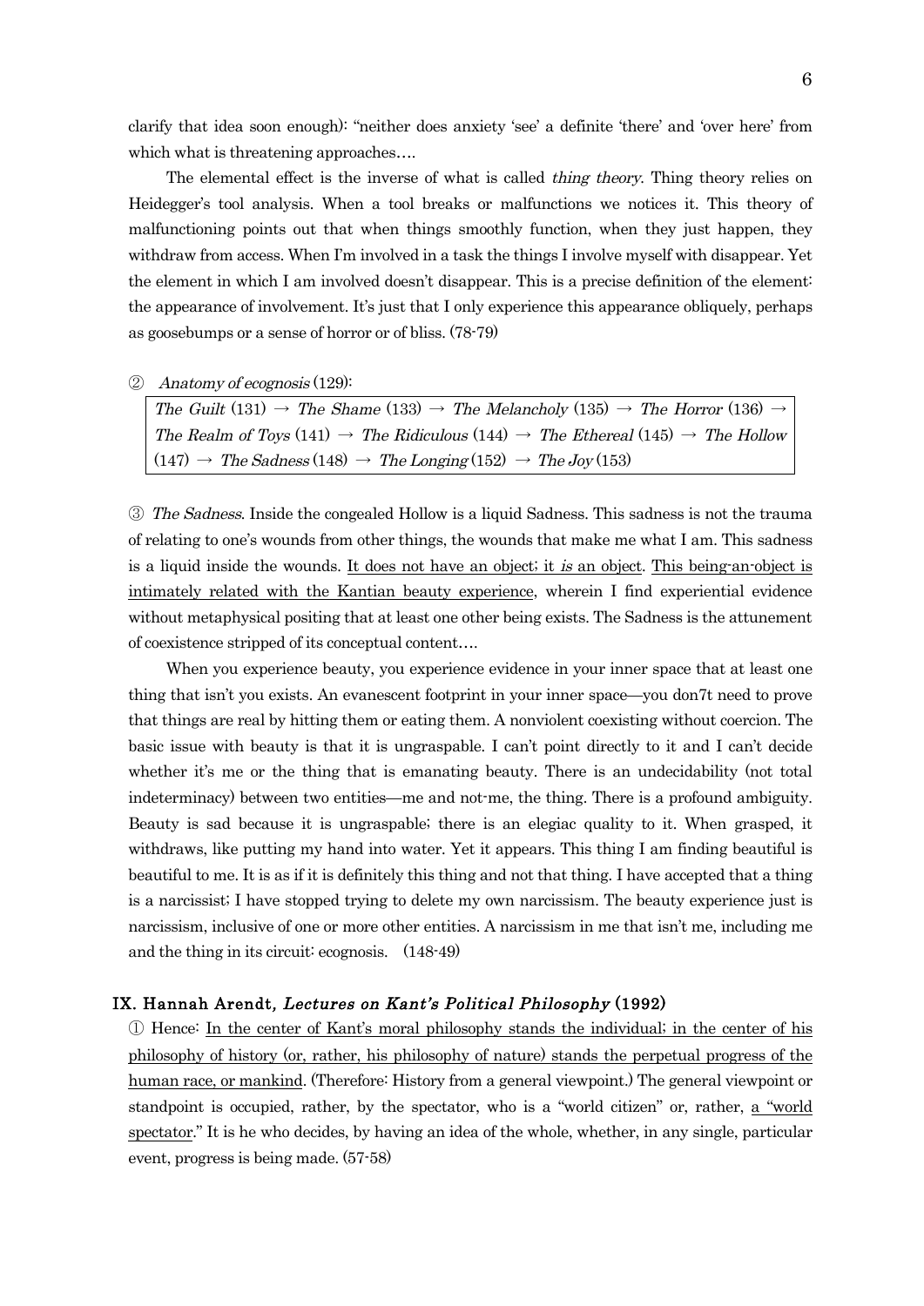clarify that idea soon enough): "neither does anxiety 'see' a definite 'there' and 'over here' from which what is threatening approaches….

The elemental effect is the inverse of what is called *thing theory*. Thing theory relies on Heidegger's tool analysis. When a tool breaks or malfunctions we notices it. This theory of malfunctioning points out that when things smoothly function, when they just happen, they withdraw from access. When I'm involved in a task the things I involve myself with disappear. Yet the element in which I am involved doesn't disappear. This is a precise definition of the element: the appearance of involvement. It's just that I only experience this appearance obliquely, perhaps as goosebumps or a sense of horror or of bliss. (78-79)

② *Anatomy of ecognosis* (129):

| |
|---|
| *The Guilt* (131) → *The Shame* (133) → *The Melancholy* (135) → *The Horror* (136) → *The Realm of Toys* (141) → *The Ridiculous* (144) → *The Ethereal* (145) → *The Hollow* (147) → *The Sadness* (148) → *The Longing* (152) → *The Joy* (153) |

③ *The Sadness*. Inside the congealed Hollow is a liquid Sadness. This sadness is not the trauma of relating to one's wounds from other things, the wounds that make me what I am. This sadness is a liquid inside the wounds. <u>It does not have an object; it *is* an object</u>. <u>This being-an-object is intimately related with the Kantian beauty experience</u>, wherein I find experiential evidence without metaphysical positing that at least one other being exists. The Sadness is the attunement of coexistence stripped of its conceptual content….

When you experience beauty, you experience evidence in your inner space that at least one thing that isn't you exists. An evanescent footprint in your inner space—you don7t need to prove that things are real by hitting them or eating them. A nonviolent coexisting without coercion. The basic issue with beauty is that it is ungraspable. I can't point directly to it and I can't decide whether it's me or the thing that is emanating beauty. There is an undecidability (not total indeterminacy) between two entities—me and not-me, the thing. There is a profound ambiguity. Beauty is sad because it is ungraspable; there is an elegiac quality to it. When grasped, it withdraws, like putting my hand into water. Yet it appears. This thing I am finding beautiful is beautiful to me. It is as if it is definitely this thing and not that thing. I have accepted that a thing is a narcissist; I have stopped trying to delete my own narcissism. The beauty experience just is narcissism, inclusive of one or more other entities. A narcissism in me that isn't me, including me and the thing in its circuit: ecognosis. (148-49)

## IX. Hannah Arendt, *Lectures on Kant's Political Philosophy* (1992)

① Hence: <u>In the center of Kant's moral philosophy stands the individual; in the center of his philosophy of history (or, rather, his philosophy of nature) stands the perpetual progress of the human race, or mankind</u>. (Therefore: History from a general viewpoint.) The general viewpoint or standpoint is occupied, rather, by the spectator, who is a "world citizen" or, rather, <u>a "world spectator</u>." It is he who decides, by having an idea of the whole, whether, in any single, particular event, progress is being made. (57-58)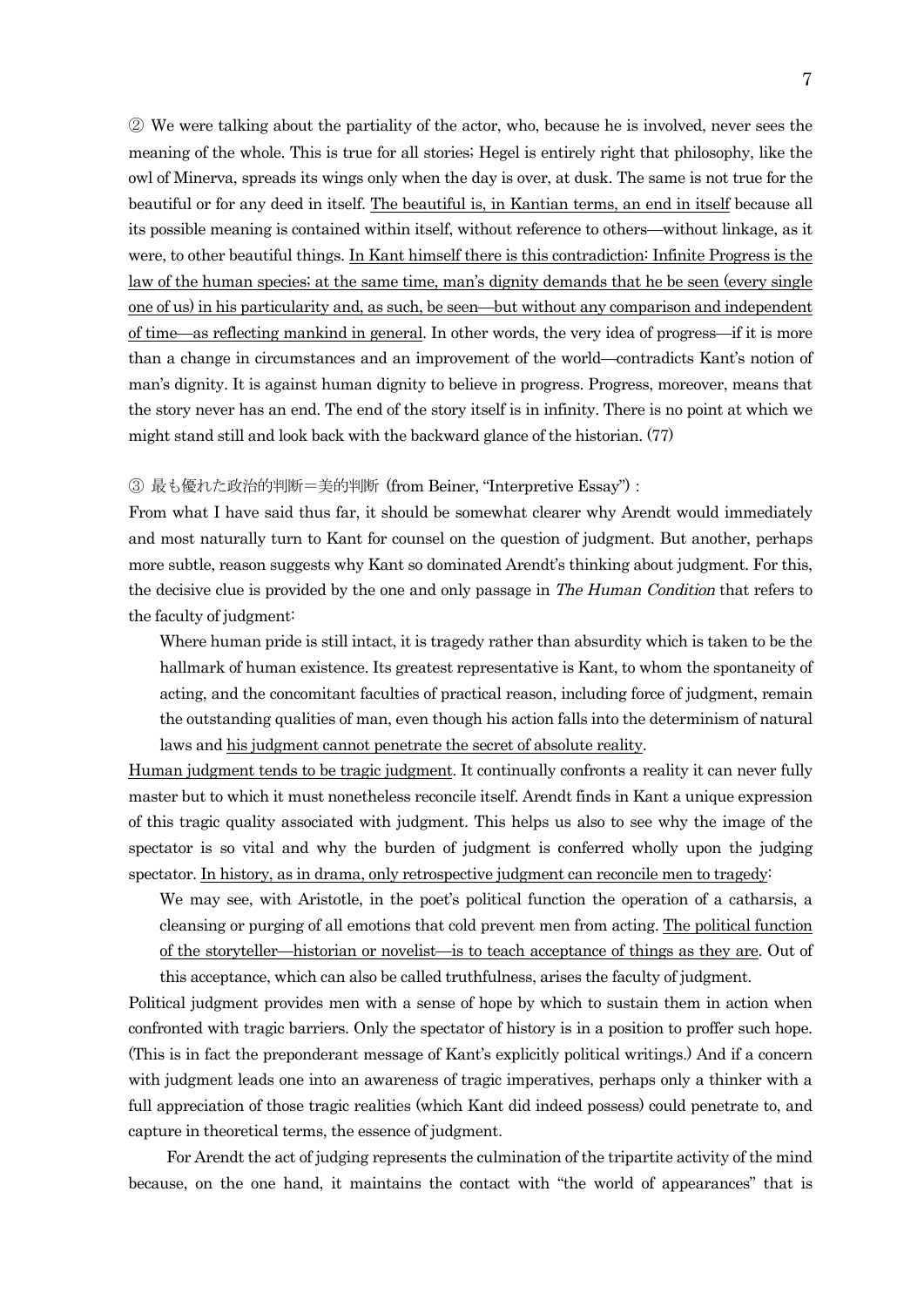② We were talking about the partiality of the actor, who, because he is involved, never sees the meaning of the whole. This is true for all stories; Hegel is entirely right that philosophy, like the owl of Minerva, spreads its wings only when the day is over, at dusk. The same is not true for the beautiful or for any deed in itself. <u>The beautiful is, in Kantian terms, an end in itself</u> because all its possible meaning is contained within itself, without reference to others—without linkage, as it were, to other beautiful things. <u>In Kant himself there is this contradiction: Infinite Progress is the law of the human species; at the same time, man's dignity demands that he be seen (every single one of us) in his particularity and, as such, be seen—but without any comparison and independent of time—as reflecting mankind in general</u>. In other words, the very idea of progress—if it is more than a change in circumstances and an improvement of the world—contradicts Kant's notion of man's dignity. It is against human dignity to believe in progress. Progress, moreover, means that the story never has an end. The end of the story itself is in infinity. There is no point at which we might stand still and look back with the backward glance of the historian. (77)

③ 最も優れた政治的判断＝美的判断 (from Beiner, "Interpretive Essay")：

From what I have said thus far, it should be somewhat clearer why Arendt would immediately and most naturally turn to Kant for counsel on the question of judgment. But another, perhaps more subtle, reason suggests why Kant so dominated Arendt's thinking about judgment. For this, the decisive clue is provided by the one and only passage in *The Human Condition* that refers to the faculty of judgment:

> Where human pride is still intact, it is tragedy rather than absurdity which is taken to be the hallmark of human existence. Its greatest representative is Kant, to whom the spontaneity of acting, and the concomitant faculties of practical reason, including force of judgment, remain the outstanding qualities of man, even though his action falls into the determinism of natural laws and <u>his judgment cannot penetrate the secret of absolute reality</u>.

<u>Human judgment tends to be tragic judgment</u>. It continually confronts a reality it can never fully master but to which it must nonetheless reconcile itself. Arendt finds in Kant a unique expression of this tragic quality associated with judgment. This helps us also to see why the image of the spectator is so vital and why the burden of judgment is conferred wholly upon the judging spectator. <u>In history, as in drama, only retrospective judgment can reconcile men to tragedy</u>:

> We may see, with Aristotle, in the poet's political function the operation of a catharsis, a cleansing or purging of all emotions that cold prevent men from acting. <u>The political function of the storyteller—historian or novelist—is to teach acceptance of things as they are</u>. Out of this acceptance, which can also be called truthfulness, arises the faculty of judgment.

Political judgment provides men with a sense of hope by which to sustain them in action when confronted with tragic barriers. Only the spectator of history is in a position to proffer such hope. (This is in fact the preponderant message of Kant's explicitly political writings.) And if a concern with judgment leads one into an awareness of tragic imperatives, perhaps only a thinker with a full appreciation of those tragic realities (which Kant did indeed possess) could penetrate to, and capture in theoretical terms, the essence of judgment.

For Arendt the act of judging represents the culmination of the tripartite activity of the mind because, on the one hand, it maintains the contact with "the world of appearances" that is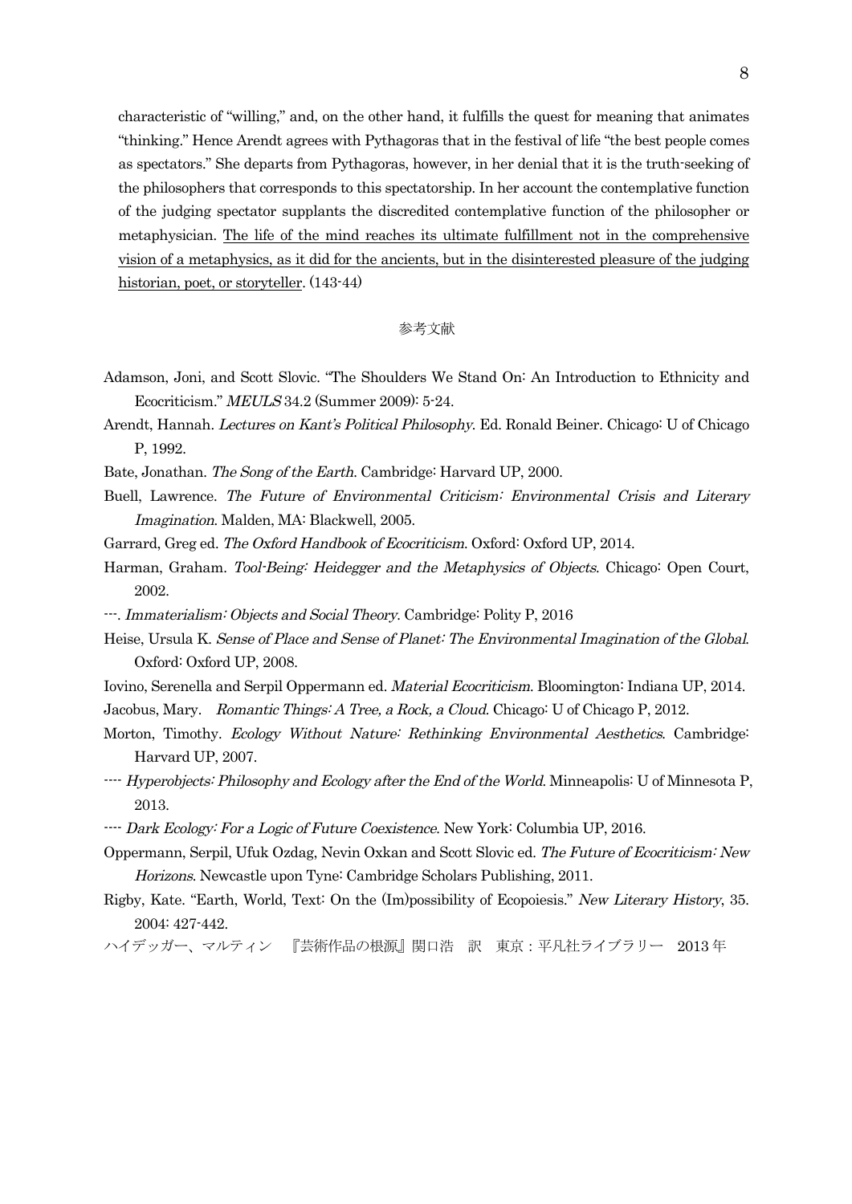characteristic of "willing," and, on the other hand, it fulfills the quest for meaning that animates "thinking." Hence Arendt agrees with Pythagoras that in the festival of life "the best people comes as spectators." She departs from Pythagoras, however, in her denial that it is the truth-seeking of the philosophers that corresponds to this spectatorship. In her account the contemplative function of the judging spectator supplants the discredited contemplative function of the philosopher or metaphysician. <u>The life of the mind reaches its ultimate fulfillment not in the comprehensive vision of a metaphysics, as it did for the ancients, but in the disinterested pleasure of the judging historian, poet, or storyteller</u>. (143-44)

## 参考文献

Adamson, Joni, and Scott Slovic. "The Shoulders We Stand On: An Introduction to Ethnicity and Ecocriticism." *MEULS* 34.2 (Summer 2009): 5-24.

Arendt, Hannah. *Lectures on Kant's Political Philosophy*. Ed. Ronald Beiner. Chicago: U of Chicago P, 1992.

Bate, Jonathan. *The Song of the Earth*. Cambridge: Harvard UP, 2000.

Buell, Lawrence. *The Future of Environmental Criticism: Environmental Crisis and Literary Imagination*. Malden, MA: Blackwell, 2005.

Garrard, Greg ed. *The Oxford Handbook of Ecocriticism*. Oxford: Oxford UP, 2014.

Harman, Graham. *Tool-Being: Heidegger and the Metaphysics of Objects*. Chicago: Open Court, 2002.

---. *Immaterialism: Objects and Social Theory*. Cambridge: Polity P, 2016

Heise, Ursula K. *Sense of Place and Sense of Planet: The Environmental Imagination of the Global*. Oxford: Oxford UP, 2008.

Iovino, Serenella and Serpil Oppermann ed. *Material Ecocriticism*. Bloomington: Indiana UP, 2014.

Jacobus, Mary. *Romantic Things: A Tree, a Rock, a Cloud*. Chicago: U of Chicago P, 2012.

Morton, Timothy. *Ecology Without Nature: Rethinking Environmental Aesthetics*. Cambridge: Harvard UP, 2007.

---- *Hyperobjects: Philosophy and Ecology after the End of the World*. Minneapolis: U of Minnesota P, 2013.

---- *Dark Ecology: For a Logic of Future Coexistence*. New York: Columbia UP, 2016.

Oppermann, Serpil, Ufuk Ozdag, Nevin Oxkan and Scott Slovic ed. *The Future of Ecocriticism: New Horizons*. Newcastle upon Tyne: Cambridge Scholars Publishing, 2011.

Rigby, Kate. "Earth, World, Text: On the (Im)possibility of Ecopoiesis." *New Literary History*, 35. 2004: 427-442.

ハイデッガー、マルティン　『芸術作品の根源』関口浩　訳　東京：平凡社ライブラリー　2013 年